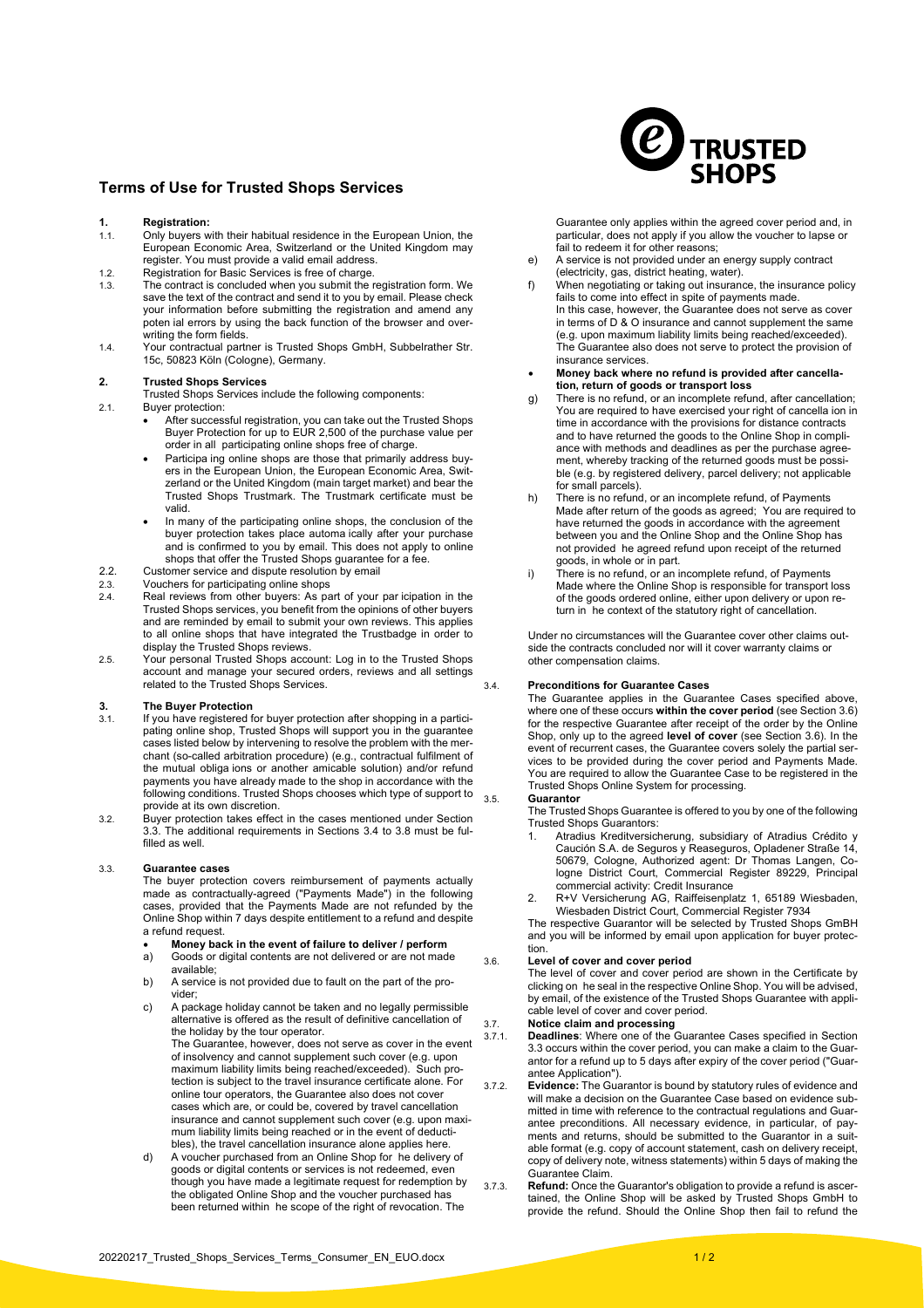# Terms of Use for Trusted Shops Services

**1. Registration:**

1.1. Only buyers with their habitual residence in the European Union, the European Economic Area, Switzerland or the United Kingdom may register. You must provide a valid email address.

1.2. Registration for Basic Services is free of charge.

1.3. The contract is concluded when you submit the registration form. We save the text of the contract and send it to you by email. Please check your information before submitting the registration and amend any poten ial errors by using the back function of the browser and overwriting the form fields.

1.4. Your contractual partner is Trusted Shops GmbH, Subbelrather Str. 15c, 50823 Köln (Cologne), Germany.

**2. Trusted Shops Services**

Trusted Shops Services include the following components:

2.1. Buyer protection:

- After successful registration, you can take out the Trusted Shops Buyer Protection for up to EUR 2,500 of the purchase value per order in all participating online shops free of charge.
- Participa ing online shops are those that primarily address buyers in the European Union, the European Economic Area, Switzerland or the United Kingdom (main target market) and bear the Trusted Shops Trustmark. The Trustmark certificate must be valid.
- In many of the participating online shops, the conclusion of the buyer protection takes place automa ically after your purchase and is confirmed to you by email. This does not apply to online shops that offer the Trusted Shops guarantee for a fee.

2.2. Customer service and dispute resolution by email

2.3. Vouchers for participating online shops

2.4. Real reviews from other buyers: As part of your par icipation in the Trusted Shops services, you benefit from the opinions of other buyers and are reminded by email to submit your own reviews. This applies to all online shops that have integrated the Trustbadge in order to display the Trusted Shops reviews.

2.5. Your personal Trusted Shops account: Log in to the Trusted Shops account and manage your secured orders, reviews and all settings related to the Trusted Shops Services.

**3. The Buyer Protection**

3.1. If you have registered for buyer protection after shopping in a participating online shop, Trusted Shops will support you in the guarantee cases listed below by intervening to resolve the problem with the merchant (so-called arbitration procedure) (e.g., contractual fulfilment of the mutual obliga ions or another amicable solution) and/or refund payments you have already made to the shop in accordance with the following conditions. Trusted Shops chooses which type of support to provide at its own discretion.

3.2. Buyer protection takes effect in the cases mentioned under Section 3.3. The additional requirements in Sections 3.4 to 3.8 must be fulfilled as well.

3.3. **Guarantee cases**

The buyer protection covers reimbursement of payments actually made as contractually-agreed ("Payments Made") in the following cases, provided that the Payments Made are not refunded by the Online Shop within 7 days despite entitlement to a refund and despite a refund request.

- **Money back in the event of failure to deliver / perform**

a) Goods or digital contents are not delivered or are not made available;

b) A service is not provided due to fault on the part of the provider;

c) A package holiday cannot be taken and no legally permissible alternative is offered as the result of definitive cancellation of the holiday by the tour operator.
The Guarantee, however, does not serve as cover in the event of insolvency and cannot supplement such cover (e.g. upon maximum liability limits being reached/exceeded). Such protection is subject to the travel insurance certificate alone. For online tour operators, the Guarantee also does not cover cases which are, or could be, covered by travel cancellation insurance and cannot supplement such cover (e.g. upon maximum liability limits being reached or in the event of deductibles), the travel cancellation insurance alone applies here.

d) A voucher purchased from an Online Shop for he delivery of goods or digital contents or services is not redeemed, even though you have made a legitimate request for redemption by the obligated Online Shop and the voucher purchased has been returned within he scope of the right of revocation. The Guarantee only applies within the agreed cover period and, in particular, does not apply if you allow the voucher to lapse or fail to redeem it for other reasons;

e) A service is not provided under an energy supply contract (electricity, gas, district heating, water).

f) When negotiating or taking out insurance, the insurance policy fails to come into effect in spite of payments made.
In this case, however, the Guarantee does not serve as cover in terms of D & O insurance and cannot supplement the same (e.g. upon maximum liability limits being reached/exceeded). The Guarantee also does not serve to protect the provision of insurance services.

- **Money back where no refund is provided after cancellation, return of goods or transport loss**

g) There is no refund, or an incomplete refund, after cancellation; You are required to have exercised your right of cancella ion in time in accordance with the provisions for distance contracts and to have returned the goods to the Online Shop in compliance with methods and deadlines as per the purchase agreement, whereby tracking of the returned goods must be possible (e.g. by registered delivery, parcel delivery; not applicable for small parcels).

h) There is no refund, or an incomplete refund, of Payments Made after return of the goods as agreed; You are required to have returned the goods in accordance with the agreement between you and the Online Shop and the Online Shop has not provided he agreed refund upon receipt of the returned goods, in whole or in part.

i) There is no refund, or an incomplete refund, of Payments Made where the Online Shop is responsible for transport loss of the goods ordered online, either upon delivery or upon return in he context of the statutory right of cancellation.

Under no circumstances will the Guarantee cover other claims outside the contracts concluded nor will it cover warranty claims or other compensation claims.

3.4. **Preconditions for Guarantee Cases**

The Guarantee applies in the Guarantee Cases specified above, where one of these occurs **within the cover period** (see Section 3.6) for the respective Guarantee after receipt of the order by the Online Shop, only up to the agreed **level of cover** (see Section 3.6). In the event of recurrent cases, the Guarantee covers solely the partial services to be provided during the cover period and Payments Made. You are required to allow the Guarantee Case to be registered in the Trusted Shops Online System for processing.

3.5. **Guarantor**

The Trusted Shops Guarantee is offered to you by one of the following Trusted Shops Guarantors:

1. Atradius Kreditversicherung, subsidiary of Atradius Crédito y Caución S.A. de Seguros y Reaseguros, Opladener Straße 14, 50679, Cologne, Authorized agent: Dr Thomas Langen, Cologne District Court, Commercial Register 89229, Principal commercial activity: Credit Insurance
2. R+V Versicherung AG, Raiffeisenplatz 1, 65189 Wiesbaden, Wiesbaden District Court, Commercial Register 7934

The respective Guarantor will be selected by Trusted Shops GmbH and you will be informed by email upon application for buyer protection.

3.6. **Level of cover and cover period**

The level of cover and cover period are shown in the Certificate by clicking on he seal in the respective Online Shop. You will be advised, by email, of the existence of the Trusted Shops Guarantee with applicable level of cover and cover period.

3.7. **Notice claim and processing**

3.7.1. **Deadlines**: Where one of the Guarantee Cases specified in Section 3.3 occurs within the cover period, you can make a claim to the Guarantor for a refund up to 5 days after expiry of the cover period ("Guarantee Application").

3.7.2. **Evidence:** The Guarantor is bound by statutory rules of evidence and will make a decision on the Guarantee Case based on evidence submitted in time with reference to the contractual regulations and Guarantee preconditions. All necessary evidence, in particular, of payments and returns, should be submitted to the Guarantor in a suitable format (e.g. copy of account statement, cash on delivery receipt, copy of delivery note, witness statements) within 5 days of making the Guarantee Claim.

3.7.3. **Refund:** Once the Guarantor's obligation to provide a refund is ascertained, the Online Shop will be asked by Trusted Shops GmbH to provide the refund. Should the Online Shop then fail to refund the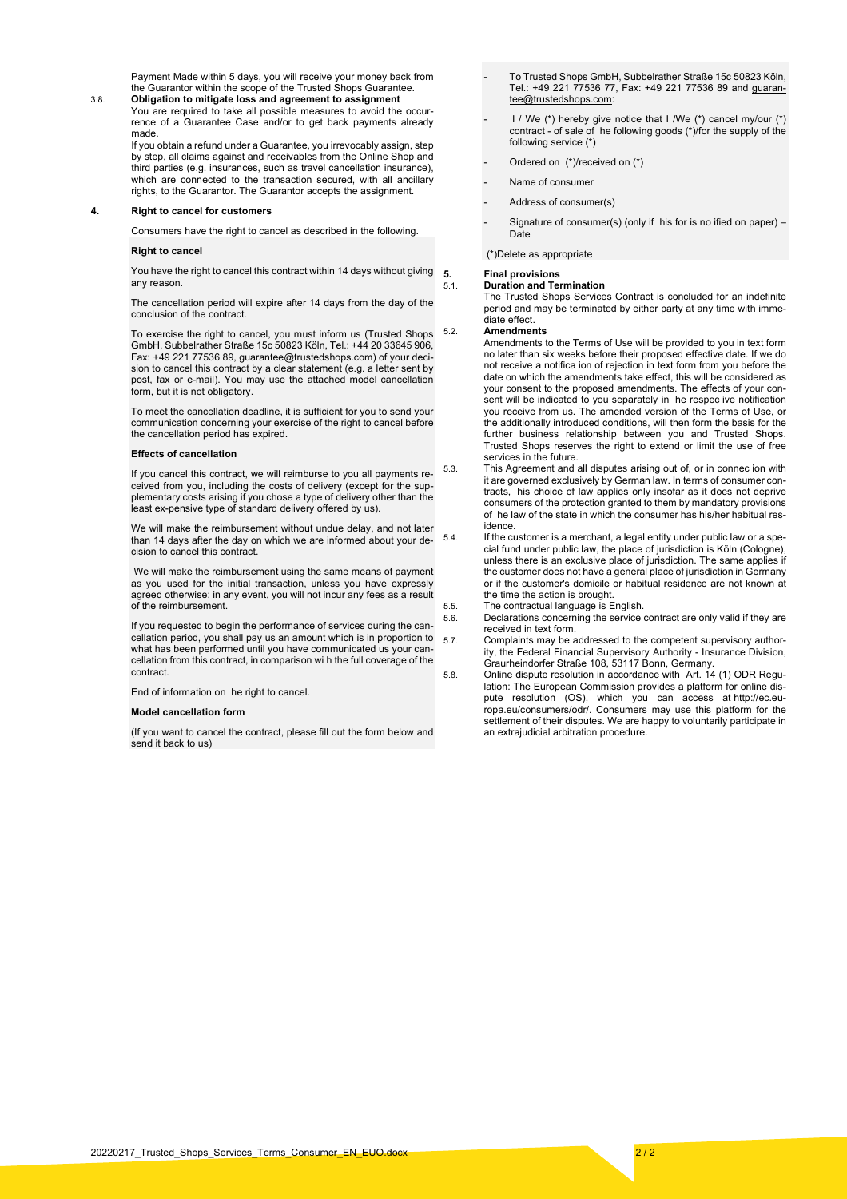Payment Made within 5 days, you will receive your money back from the Guarantor within the scope of the Trusted Shops Guarantee.

3.8. **Obligation to mitigate loss and agreement to assignment**

You are required to take all possible measures to avoid the occurrence of a Guarantee Case and/or to get back payments already made.

If you obtain a refund under a Guarantee, you irrevocably assign, step by step, all claims against and receivables from the Online Shop and third parties (e.g. insurances, such as travel cancellation insurance), which are connected to the transaction secured, with all ancillary rights, to the Guarantor. The Guarantor accepts the assignment.

## 4. Right to cancel for customers

Consumers have the right to cancel as described in the following.

**Right to cancel**

You have the right to cancel this contract within 14 days without giving any reason.

The cancellation period will expire after 14 days from the day of the conclusion of the contract.

To exercise the right to cancel, you must inform us (Trusted Shops GmbH, Subbelrather Straße 15c 50823 Köln, Tel.: +44 20 33645 906, Fax: +49 221 77536 89, guarantee@trustedshops.com) of your decision to cancel this contract by a clear statement (e.g. a letter sent by post, fax or e-mail). You may use the attached model cancellation form, but it is not obligatory.

To meet the cancellation deadline, it is sufficient for you to send your communication concerning your exercise of the right to cancel before the cancellation period has expired.

**Effects of cancellation**

If you cancel this contract, we will reimburse to you all payments received from you, including the costs of delivery (except for the supplementary costs arising if you chose a type of delivery other than the least ex-pensive type of standard delivery offered by us).

We will make the reimbursement without undue delay, and not later than 14 days after the day on which we are informed about your decision to cancel this contract.

We will make the reimbursement using the same means of payment as you used for the initial transaction, unless you have expressly agreed otherwise; in any event, you will not incur any fees as a result of the reimbursement.

If you requested to begin the performance of services during the cancellation period, you shall pay us an amount which is in proportion to what has been performed until you have communicated us your cancellation from this contract, in comparison wi h the full coverage of the contract.

End of information on he right to cancel.

**Model cancellation form**

(If you want to cancel the contract, please fill out the form below and send it back to us)

- To Trusted Shops GmbH, Subbelrather Straße 15c 50823 Köln, Tel.: +49 221 77536 77, Fax: +49 221 77536 89 and guarantee@trustedshops.com:
- I / We (*) hereby give notice that I /We (*) cancel my/our (*) contract - of sale of he following goods (*)/for the supply of the following service (*)
- Ordered on (*)/received on (*)
- Name of consumer
- Address of consumer(s)
- Signature of consumer(s) (only if his for is no ified on paper) – Date

(*)Delete as appropriate

## 5. Final provisions

5.1. **Duration and Termination**

The Trusted Shops Services Contract is concluded for an indefinite period and may be terminated by either party at any time with immediate effect.

5.2. **Amendments**

Amendments to the Terms of Use will be provided to you in text form no later than six weeks before their proposed effective date. If we do not receive a notifica ion of rejection in text form from you before the date on which the amendments take effect, this will be considered as your consent to the proposed amendments. The effects of your consent will be indicated to you separately in he respec ive notification you receive from us. The amended version of the Terms of Use, or the additionally introduced conditions, will then form the basis for the further business relationship between you and Trusted Shops. Trusted Shops reserves the right to extend or limit the use of free services in the future.

5.3. This Agreement and all disputes arising out of, or in connec ion with it are governed exclusively by German law. In terms of consumer contracts, his choice of law applies only insofar as it does not deprive consumers of the protection granted to them by mandatory provisions of he law of the state in which the consumer has his/her habitual residence.

5.4. If the customer is a merchant, a legal entity under public law or a special fund under public law, the place of jurisdiction is Köln (Cologne), unless there is an exclusive place of jurisdiction. The same applies if the customer does not have a general place of jurisdiction in Germany or if the customer's domicile or habitual residence are not known at the time the action is brought.

5.5. The contractual language is English.

5.6. Declarations concerning the service contract are only valid if they are received in text form.

5.7. Complaints may be addressed to the competent supervisory authority, the Federal Financial Supervisory Authority - Insurance Division, Graurheindorfer Straße 108, 53117 Bonn, Germany.

5.8. Online dispute resolution in accordance with Art. 14 (1) ODR Regulation: The European Commission provides a platform for online dispute resolution (OS), which you can access at http://ec.europa.eu/consumers/odr/. Consumers may use this platform for the settlement of their disputes. We are happy to voluntarily participate in an extrajudicial arbitration procedure.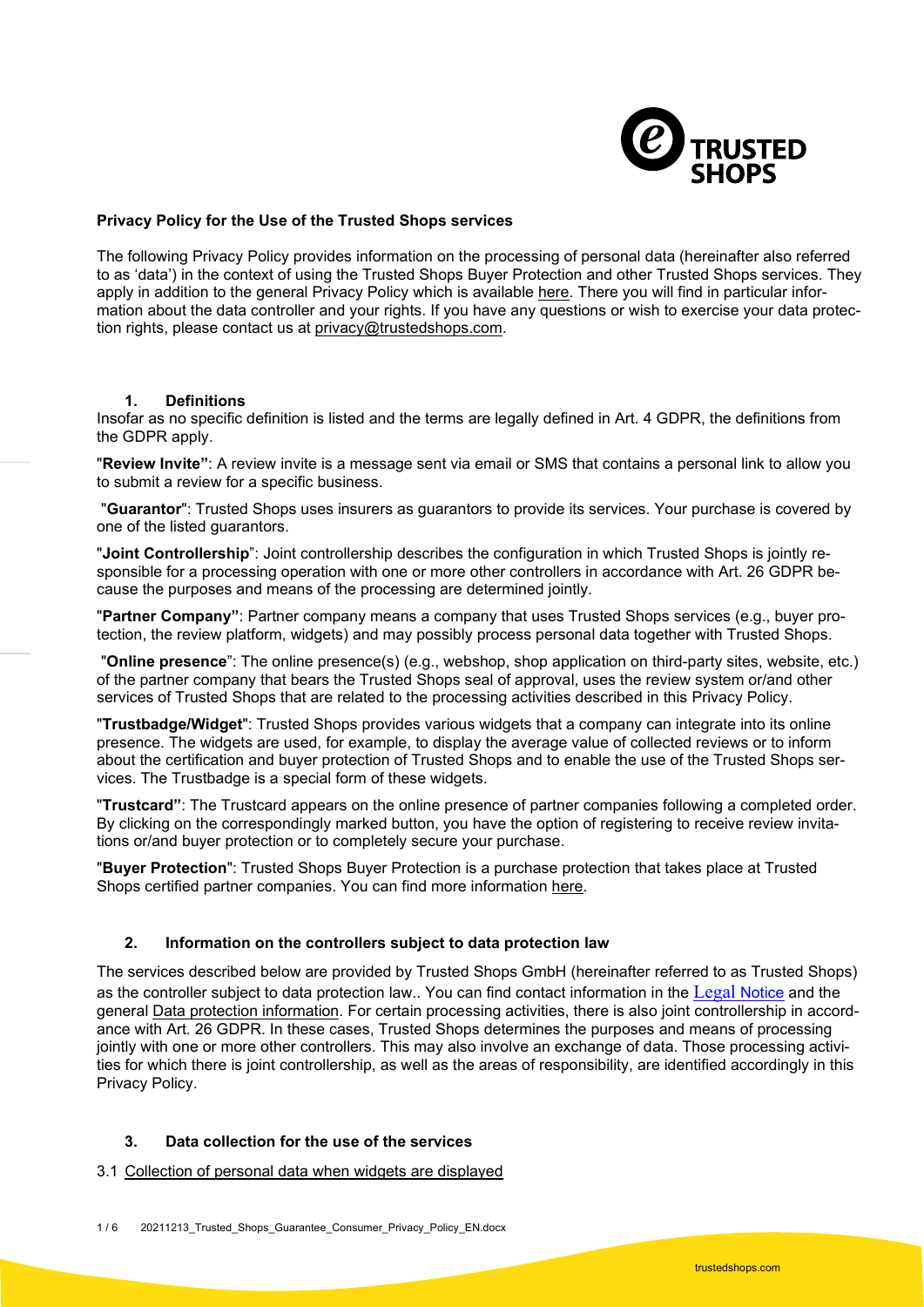## Privacy Policy for the Use of the Trusted Shops services

The following Privacy Policy provides information on the processing of personal data (hereinafter also referred to as 'data') in the context of using the Trusted Shops Buyer Protection and other Trusted Shops services. They apply in addition to the general Privacy Policy which is available here. There you will find in particular information about the data controller and your rights. If you have any questions or wish to exercise your data protection rights, please contact us at privacy@trustedshops.com.

### 1. Definitions

Insofar as no specific definition is listed and the terms are legally defined in Art. 4 GDPR, the definitions from the GDPR apply.

"**Review Invite**": A review invite is a message sent via email or SMS that contains a personal link to allow you to submit a review for a specific business.

"**Guarantor**": Trusted Shops uses insurers as guarantors to provide its services. Your purchase is covered by one of the listed guarantors.

"**Joint Controllership**": Joint controllership describes the configuration in which Trusted Shops is jointly responsible for a processing operation with one or more other controllers in accordance with Art. 26 GDPR because the purposes and means of the processing are determined jointly.

"**Partner Company**": Partner company means a company that uses Trusted Shops services (e.g., buyer protection, the review platform, widgets) and may possibly process personal data together with Trusted Shops.

"**Online presence**": The online presence(s) (e.g., webshop, shop application on third-party sites, website, etc.) of the partner company that bears the Trusted Shops seal of approval, uses the review system or/and other services of Trusted Shops that are related to the processing activities described in this Privacy Policy.

"**Trustbadge/Widget**": Trusted Shops provides various widgets that a company can integrate into its online presence. The widgets are used, for example, to display the average value of collected reviews or to inform about the certification and buyer protection of Trusted Shops and to enable the use of the Trusted Shops services. The Trustbadge is a special form of these widgets.

"**Trustcard**": The Trustcard appears on the online presence of partner companies following a completed order. By clicking on the correspondingly marked button, you have the option of registering to receive review invitations or/and buyer protection or to completely secure your purchase.

"**Buyer Protection**": Trusted Shops Buyer Protection is a purchase protection that takes place at Trusted Shops certified partner companies. You can find more information here.

### 2. Information on the controllers subject to data protection law

The services described below are provided by Trusted Shops GmbH (hereinafter referred to as Trusted Shops) as the controller subject to data protection law.. You can find contact information in the Legal Notice and the general Data protection information. For certain processing activities, there is also joint controllership in accordance with Art. 26 GDPR. In these cases, Trusted Shops determines the purposes and means of processing jointly with one or more other controllers. This may also involve an exchange of data. Those processing activities for which there is joint controllership, as well as the areas of responsibility, are identified accordingly in this Privacy Policy.

### 3. Data collection for the use of the services

3.1 Collection of personal data when widgets are displayed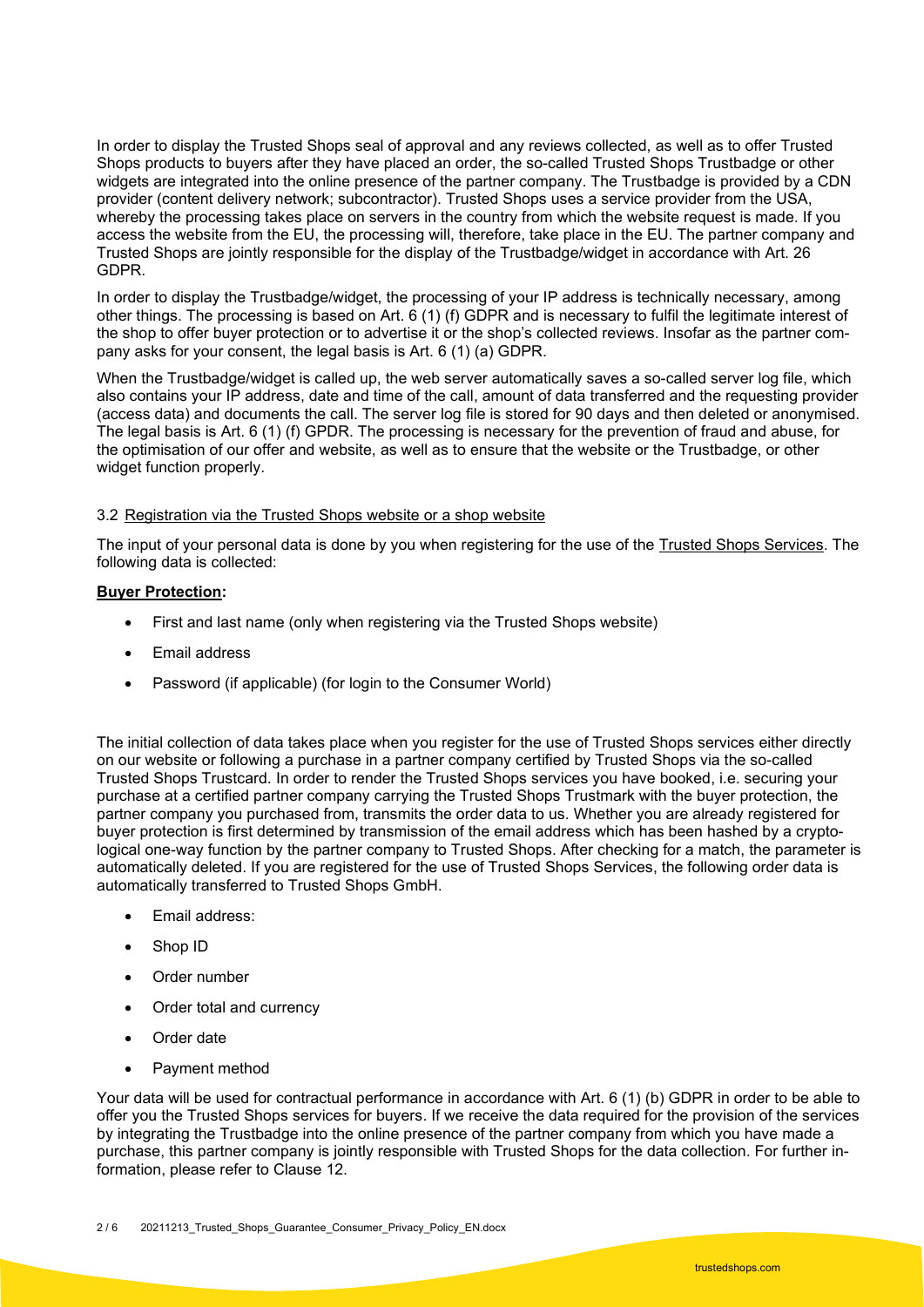In order to display the Trusted Shops seal of approval and any reviews collected, as well as to offer Trusted Shops products to buyers after they have placed an order, the so-called Trusted Shops Trustbadge or other widgets are integrated into the online presence of the partner company. The Trustbadge is provided by a CDN provider (content delivery network; subcontractor). Trusted Shops uses a service provider from the USA, whereby the processing takes place on servers in the country from which the website request is made. If you access the website from the EU, the processing will, therefore, take place in the EU. The partner company and Trusted Shops are jointly responsible for the display of the Trustbadge/widget in accordance with Art. 26 GDPR.

In order to display the Trustbadge/widget, the processing of your IP address is technically necessary, among other things. The processing is based on Art. 6 (1) (f) GDPR and is necessary to fulfil the legitimate interest of the shop to offer buyer protection or to advertise it or the shop's collected reviews. Insofar as the partner company asks for your consent, the legal basis is Art. 6 (1) (a) GDPR.

When the Trustbadge/widget is called up, the web server automatically saves a so-called server log file, which also contains your IP address, date and time of the call, amount of data transferred and the requesting provider (access data) and documents the call. The server log file is stored for 90 days and then deleted or anonymised. The legal basis is Art. 6 (1) (f) GPDR. The processing is necessary for the prevention of fraud and abuse, for the optimisation of our offer and website, as well as to ensure that the website or the Trustbadge, or other widget function properly.

### 3.2 Registration via the Trusted Shops website or a shop website

The input of your personal data is done by you when registering for the use of the Trusted Shops Services. The following data is collected:

**Buyer Protection:**

- First and last name (only when registering via the Trusted Shops website)
- Email address
- Password (if applicable) (for login to the Consumer World)

The initial collection of data takes place when you register for the use of Trusted Shops services either directly on our website or following a purchase in a partner company certified by Trusted Shops via the so-called Trusted Shops Trustcard. In order to render the Trusted Shops services you have booked, i.e. securing your purchase at a certified partner company carrying the Trusted Shops Trustmark with the buyer protection, the partner company you purchased from, transmits the order data to us. Whether you are already registered for buyer protection is first determined by transmission of the email address which has been hashed by a cryptological one-way function by the partner company to Trusted Shops. After checking for a match, the parameter is automatically deleted. If you are registered for the use of Trusted Shops Services, the following order data is automatically transferred to Trusted Shops GmbH.

- Email address:
- Shop ID
- Order number
- Order total and currency
- Order date
- Payment method

Your data will be used for contractual performance in accordance with Art. 6 (1) (b) GDPR in order to be able to offer you the Trusted Shops services for buyers. If we receive the data required for the provision of the services by integrating the Trustbadge into the online presence of the partner company from which you have made a purchase, this partner company is jointly responsible with Trusted Shops for the data collection. For further information, please refer to Clause 12.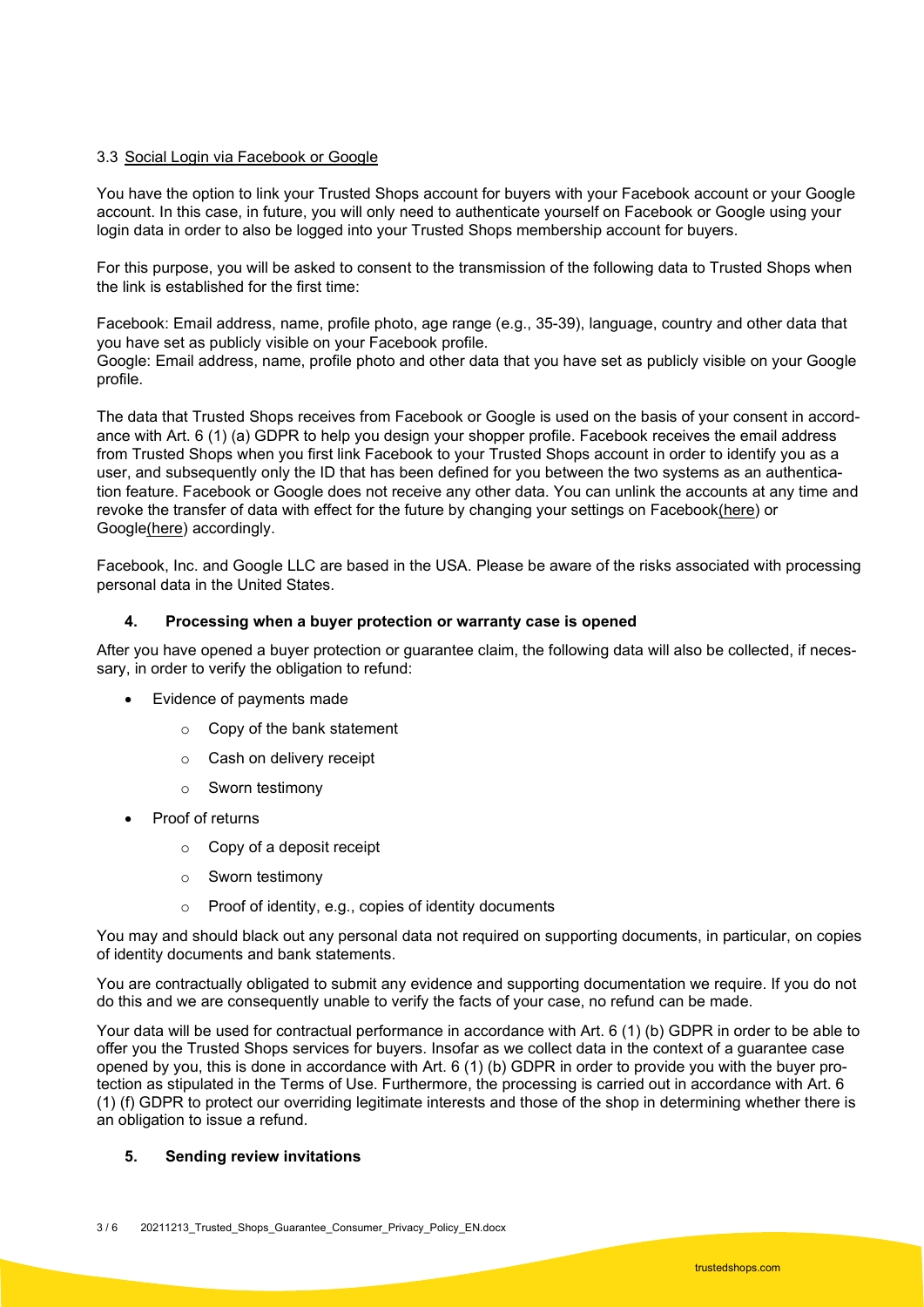### 3.3 Social Login via Facebook or Google

You have the option to link your Trusted Shops account for buyers with your Facebook account or your Google account. In this case, in future, you will only need to authenticate yourself on Facebook or Google using your login data in order to also be logged into your Trusted Shops membership account for buyers.

For this purpose, you will be asked to consent to the transmission of the following data to Trusted Shops when the link is established for the first time:

Facebook: Email address, name, profile photo, age range (e.g., 35-39), language, country and other data that you have set as publicly visible on your Facebook profile.
Google: Email address, name, profile photo and other data that you have set as publicly visible on your Google profile.

The data that Trusted Shops receives from Facebook or Google is used on the basis of your consent in accordance with Art. 6 (1) (a) GDPR to help you design your shopper profile. Facebook receives the email address from Trusted Shops when you first link Facebook to your Trusted Shops account in order to identify you as a user, and subsequently only the ID that has been defined for you between the two systems as an authentication feature. Facebook or Google does not receive any other data. You can unlink the accounts at any time and revoke the transfer of data with effect for the future by changing your settings on Facebook(here) or Google(here) accordingly.

Facebook, Inc. and Google LLC are based in the USA. Please be aware of the risks associated with processing personal data in the United States.

## 4. Processing when a buyer protection or warranty case is opened

After you have opened a buyer protection or guarantee claim, the following data will also be collected, if necessary, in order to verify the obligation to refund:

- Evidence of payments made
    - Copy of the bank statement
    - Cash on delivery receipt
    - Sworn testimony
- Proof of returns
    - Copy of a deposit receipt
    - Sworn testimony
    - Proof of identity, e.g., copies of identity documents

You may and should black out any personal data not required on supporting documents, in particular, on copies of identity documents and bank statements.

You are contractually obligated to submit any evidence and supporting documentation we require. If you do not do this and we are consequently unable to verify the facts of your case, no refund can be made.

Your data will be used for contractual performance in accordance with Art. 6 (1) (b) GDPR in order to be able to offer you the Trusted Shops services for buyers. Insofar as we collect data in the context of a guarantee case opened by you, this is done in accordance with Art. 6 (1) (b) GDPR in order to provide you with the buyer protection as stipulated in the Terms of Use. Furthermore, the processing is carried out in accordance with Art. 6 (1) (f) GDPR to protect our overriding legitimate interests and those of the shop in determining whether there is an obligation to issue a refund.

## 5. Sending review invitations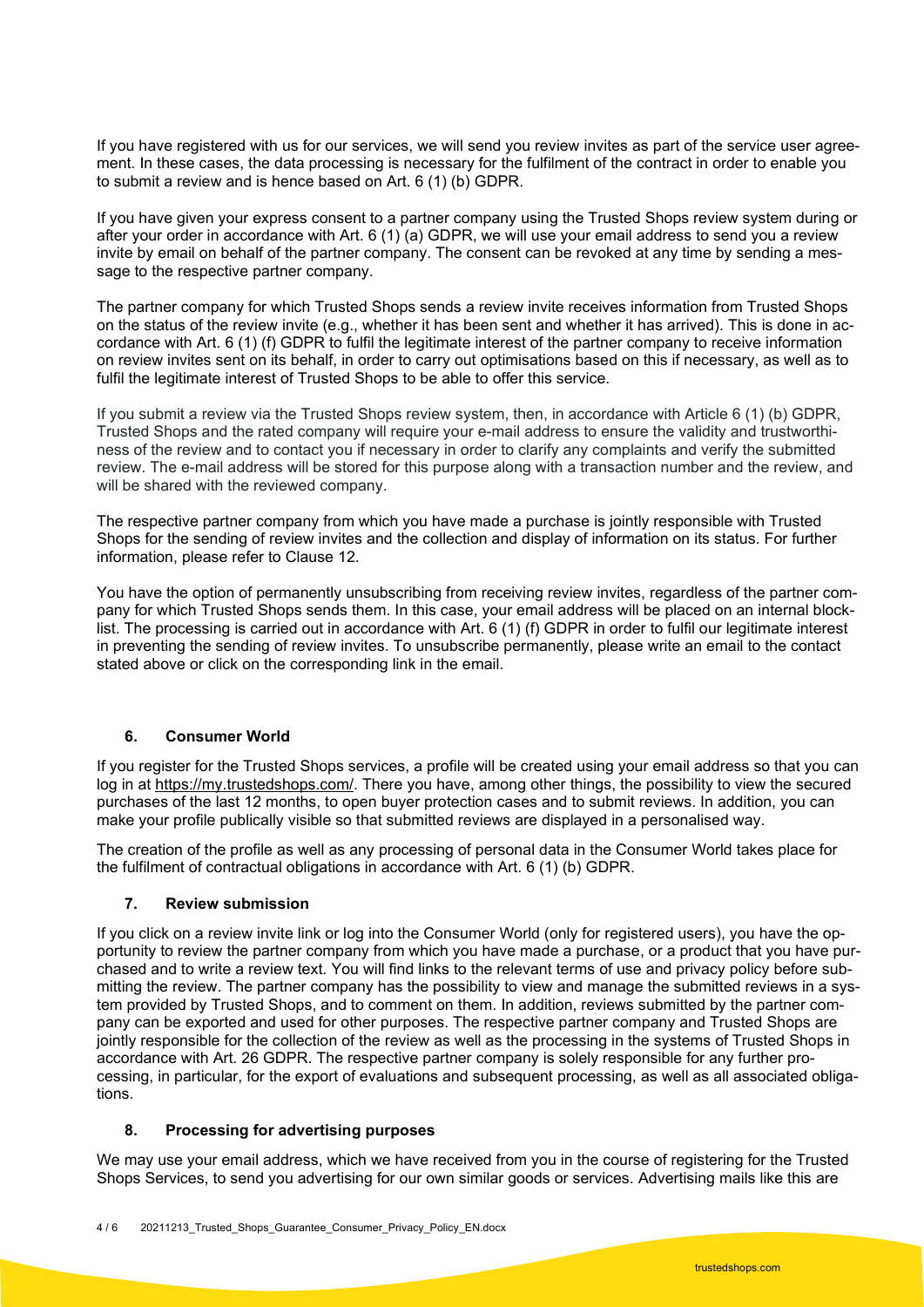If you have registered with us for our services, we will send you review invites as part of the service user agreement. In these cases, the data processing is necessary for the fulfilment of the contract in order to enable you to submit a review and is hence based on Art. 6 (1) (b) GDPR.

If you have given your express consent to a partner company using the Trusted Shops review system during or after your order in accordance with Art. 6 (1) (a) GDPR, we will use your email address to send you a review invite by email on behalf of the partner company. The consent can be revoked at any time by sending a message to the respective partner company.

The partner company for which Trusted Shops sends a review invite receives information from Trusted Shops on the status of the review invite (e.g., whether it has been sent and whether it has arrived). This is done in accordance with Art. 6 (1) (f) GDPR to fulfil the legitimate interest of the partner company to receive information on review invites sent on its behalf, in order to carry out optimisations based on this if necessary, as well as to fulfil the legitimate interest of Trusted Shops to be able to offer this service.

If you submit a review via the Trusted Shops review system, then, in accordance with Article 6 (1) (b) GDPR, Trusted Shops and the rated company will require your e-mail address to ensure the validity and trustworthiness of the review and to contact you if necessary in order to clarify any complaints and verify the submitted review. The e-mail address will be stored for this purpose along with a transaction number and the review, and will be shared with the reviewed company.

The respective partner company from which you have made a purchase is jointly responsible with Trusted Shops for the sending of review invites and the collection and display of information on its status. For further information, please refer to Clause 12.

You have the option of permanently unsubscribing from receiving review invites, regardless of the partner company for which Trusted Shops sends them. In this case, your email address will be placed on an internal blocklist. The processing is carried out in accordance with Art. 6 (1) (f) GDPR in order to fulfil our legitimate interest in preventing the sending of review invites. To unsubscribe permanently, please write an email to the contact stated above or click on the corresponding link in the email.

## 6. Consumer World

If you register for the Trusted Shops services, a profile will be created using your email address so that you can log in at https://my.trustedshops.com/. There you have, among other things, the possibility to view the secured purchases of the last 12 months, to open buyer protection cases and to submit reviews. In addition, you can make your profile publically visible so that submitted reviews are displayed in a personalised way.

The creation of the profile as well as any processing of personal data in the Consumer World takes place for the fulfilment of contractual obligations in accordance with Art. 6 (1) (b) GDPR.

## 7. Review submission

If you click on a review invite link or log into the Consumer World (only for registered users), you have the opportunity to review the partner company from which you have made a purchase, or a product that you have purchased and to write a review text. You will find links to the relevant terms of use and privacy policy before submitting the review. The partner company has the possibility to view and manage the submitted reviews in a system provided by Trusted Shops, and to comment on them. In addition, reviews submitted by the partner company can be exported and used for other purposes. The respective partner company and Trusted Shops are jointly responsible for the collection of the review as well as the processing in the systems of Trusted Shops in accordance with Art. 26 GDPR. The respective partner company is solely responsible for any further processing, in particular, for the export of evaluations and subsequent processing, as well as all associated obligations.

## 8. Processing for advertising purposes

We may use your email address, which we have received from you in the course of registering for the Trusted Shops Services, to send you advertising for our own similar goods or services. Advertising mails like this are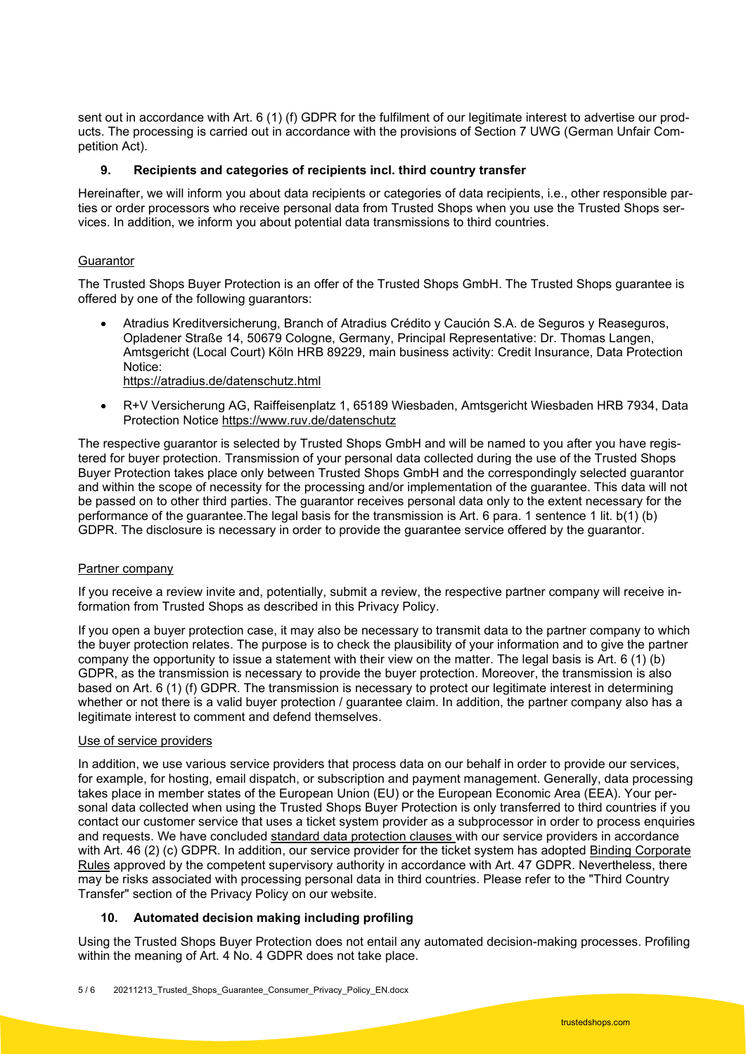sent out in accordance with Art. 6 (1) (f) GDPR for the fulfilment of our legitimate interest to advertise our products. The processing is carried out in accordance with the provisions of Section 7 UWG (German Unfair Competition Act).

## 9. Recipients and categories of recipients incl. third country transfer

Hereinafter, we will inform you about data recipients or categories of data recipients, i.e., other responsible parties or order processors who receive personal data from Trusted Shops when you use the Trusted Shops services. In addition, we inform you about potential data transmissions to third countries.

### Guarantor

The Trusted Shops Buyer Protection is an offer of the Trusted Shops GmbH. The Trusted Shops guarantee is offered by one of the following guarantors:

- Atradius Kreditversicherung, Branch of Atradius Crédito y Caución S.A. de Seguros y Reaseguros, Opladener Straße 14, 50679 Cologne, Germany, Principal Representative: Dr. Thomas Langen, Amtsgericht (Local Court) Köln HRB 89229, main business activity: Credit Insurance, Data Protection Notice:
https://atradius.de/datenschutz.html
- R+V Versicherung AG, Raiffeisenplatz 1, 65189 Wiesbaden, Amtsgericht Wiesbaden HRB 7934, Data Protection Notice https://www.ruv.de/datenschutz

The respective guarantor is selected by Trusted Shops GmbH and will be named to you after you have registered for buyer protection. Transmission of your personal data collected during the use of the Trusted Shops Buyer Protection takes place only between Trusted Shops GmbH and the correspondingly selected guarantor and within the scope of necessity for the processing and/or implementation of the guarantee. This data will not be passed on to other third parties. The guarantor receives personal data only to the extent necessary for the performance of the guarantee.The legal basis for the transmission is Art. 6 para. 1 sentence 1 lit. b(1) (b) GDPR. The disclosure is necessary in order to provide the guarantee service offered by the guarantor.

### Partner company

If you receive a review invite and, potentially, submit a review, the respective partner company will receive information from Trusted Shops as described in this Privacy Policy.

If you open a buyer protection case, it may also be necessary to transmit data to the partner company to which the buyer protection relates. The purpose is to check the plausibility of your information and to give the partner company the opportunity to issue a statement with their view on the matter. The legal basis is Art. 6 (1) (b) GDPR, as the transmission is necessary to provide the buyer protection. Moreover, the transmission is also based on Art. 6 (1) (f) GDPR. The transmission is necessary to protect our legitimate interest in determining whether or not there is a valid buyer protection / guarantee claim. In addition, the partner company also has a legitimate interest to comment and defend themselves.

### Use of service providers

In addition, we use various service providers that process data on our behalf in order to provide our services, for example, for hosting, email dispatch, or subscription and payment management. Generally, data processing takes place in member states of the European Union (EU) or the European Economic Area (EEA). Your personal data collected when using the Trusted Shops Buyer Protection is only transferred to third countries if you contact our customer service that uses a ticket system provider as a subprocessor in order to process enquiries and requests. We have concluded standard data protection clauses with our service providers in accordance with Art. 46 (2) (c) GDPR. In addition, our service provider for the ticket system has adopted Binding Corporate Rules approved by the competent supervisory authority in accordance with Art. 47 GDPR. Nevertheless, there may be risks associated with processing personal data in third countries. Please refer to the "Third Country Transfer" section of the Privacy Policy on our website.

## 10. Automated decision making including profiling

Using the Trusted Shops Buyer Protection does not entail any automated decision-making processes. Profiling within the meaning of Art. 4 No. 4 GDPR does not take place.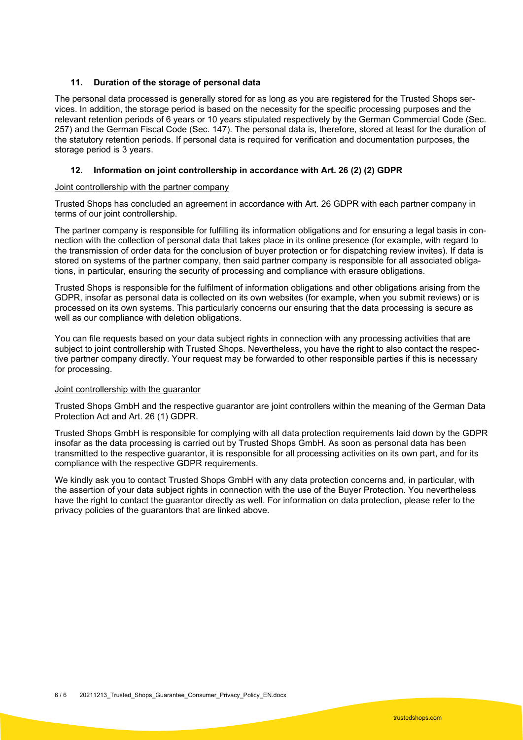## 11. Duration of the storage of personal data

The personal data processed is generally stored for as long as you are registered for the Trusted Shops services. In addition, the storage period is based on the necessity for the specific processing purposes and the relevant retention periods of 6 years or 10 years stipulated respectively by the German Commercial Code (Sec. 257) and the German Fiscal Code (Sec. 147). The personal data is, therefore, stored at least for the duration of the statutory retention periods. If personal data is required for verification and documentation purposes, the storage period is 3 years.

## 12. Information on joint controllership in accordance with Art. 26 (2) (2) GDPR

Joint controllership with the partner company

Trusted Shops has concluded an agreement in accordance with Art. 26 GDPR with each partner company in terms of our joint controllership.

The partner company is responsible for fulfilling its information obligations and for ensuring a legal basis in connection with the collection of personal data that takes place in its online presence (for example, with regard to the transmission of order data for the conclusion of buyer protection or for dispatching review invites). If data is stored on systems of the partner company, then said partner company is responsible for all associated obligations, in particular, ensuring the security of processing and compliance with erasure obligations.

Trusted Shops is responsible for the fulfilment of information obligations and other obligations arising from the GDPR, insofar as personal data is collected on its own websites (for example, when you submit reviews) or is processed on its own systems. This particularly concerns our ensuring that the data processing is secure as well as our compliance with deletion obligations.

You can file requests based on your data subject rights in connection with any processing activities that are subject to joint controllership with Trusted Shops. Nevertheless, you have the right to also contact the respective partner company directly. Your request may be forwarded to other responsible parties if this is necessary for processing.

Joint controllership with the guarantor

Trusted Shops GmbH and the respective guarantor are joint controllers within the meaning of the German Data Protection Act and Art. 26 (1) GDPR.

Trusted Shops GmbH is responsible for complying with all data protection requirements laid down by the GDPR insofar as the data processing is carried out by Trusted Shops GmbH. As soon as personal data has been transmitted to the respective guarantor, it is responsible for all processing activities on its own part, and for its compliance with the respective GDPR requirements.

We kindly ask you to contact Trusted Shops GmbH with any data protection concerns and, in particular, with the assertion of your data subject rights in connection with the use of the Buyer Protection. You nevertheless have the right to contact the guarantor directly as well. For information on data protection, please refer to the privacy policies of the guarantors that are linked above.